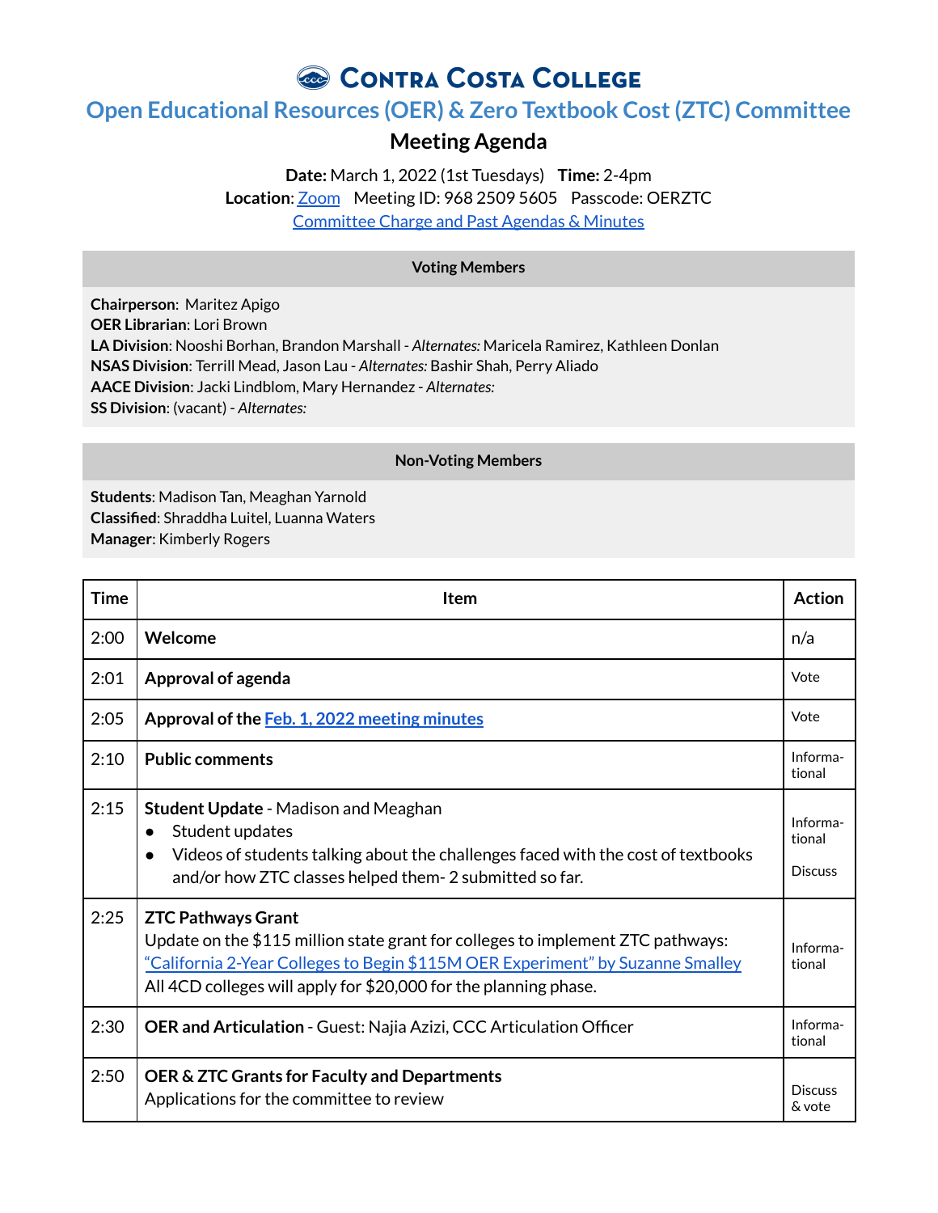# Contra Costa College

## Open Educational Resources (OER) & Zero Textbook Cost (ZTC) Committee

### Meeting Agenda

**Date:** March 1, 2022 (1st Tuesdays) **Time:** 2-4pm
**Location**: Zoom Meeting ID: 968 2509 5605 Passcode: OERZTC
Committee Charge and Past Agendas & Minutes

| Voting Members |
|---|
| **Chairperson**: Maritez Apigo<br>**OER Librarian**: Lori Brown<br>**LA Division**: Nooshi Borhan, Brandon Marshall - *Alternates:* Maricela Ramirez, Kathleen Donlan<br>**NSAS Division**: Terrill Mead, Jason Lau - *Alternates:* Bashir Shah, Perry Aliado<br>**AACE Division**: Jacki Lindblom, Mary Hernandez - *Alternates:*<br>**SS Division**: (vacant) - *Alternates:* |

| Non-Voting Members |
|---|
| **Students**: Madison Tan, Meaghan Yarnold<br>**Classified**: Shraddha Luitel, Luanna Waters<br>**Manager**: Kimberly Rogers |

| Time | Item | Action |
|---|---|---|
| 2:00 | **Welcome** | n/a |
| 2:01 | **Approval of agenda** | Vote |
| 2:05 | **Approval of the Feb. 1, 2022 meeting minutes** | Vote |
| 2:10 | **Public comments** | Informational |
| 2:15 | **Student Update** - Madison and Meaghan<br>• Student updates<br>• Videos of students talking about the challenges faced with the cost of textbooks and/or how ZTC classes helped them- 2 submitted so far. | Informational<br><br>Discuss |
| 2:25 | **ZTC Pathways Grant**<br>Update on the $115 million state grant for colleges to implement ZTC pathways: "California 2-Year Colleges to Begin $115M OER Experiment" by Suzanne Smalley<br>All 4CD colleges will apply for $20,000 for the planning phase. | Informational |
| 2:30 | **OER and Articulation** - Guest: Najia Azizi, CCC Articulation Officer | Informational |
| 2:50 | **OER & ZTC Grants for Faculty and Departments**<br>Applications for the committee to review | Discuss & vote |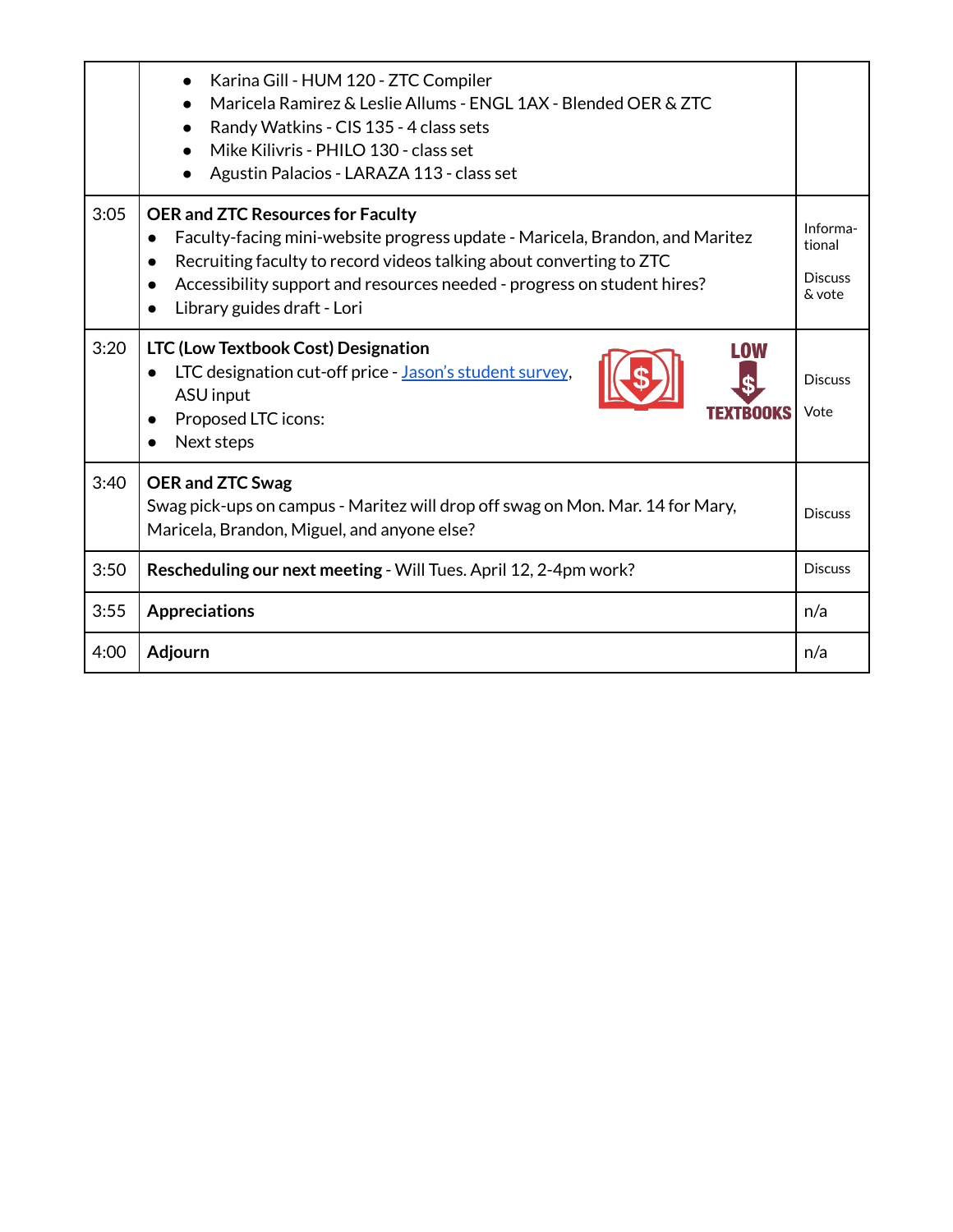| | | |
|---|---|---|
| | • Karina Gill - HUM 120 - ZTC Compiler<br>• Maricela Ramirez & Leslie Allums - ENGL 1AX - Blended OER & ZTC<br>• Randy Watkins - CIS 135 - 4 class sets<br>• Mike Kilivris - PHILO 130 - class set<br>• Agustin Palacios - LARAZA 113 - class set | |
| 3:05 | **OER and ZTC Resources for Faculty**<br>• Faculty-facing mini-website progress update - Maricela, Brandon, and Maritez<br>• Recruiting faculty to record videos talking about converting to ZTC<br>• Accessibility support and resources needed - progress on student hires?<br>• Library guides draft - Lori | Informa-tional<br><br>Discuss & vote |
| 3:20 | **LTC (Low Textbook Cost) Designation**<br>• LTC designation cut-off price - Jason's student survey, ASU input<br>• Proposed LTC icons:<br>• Next steps<br>LOW $ TEXTBOOKS | Discuss<br><br>Vote |
| 3:40 | **OER and ZTC Swag**<br>Swag pick-ups on campus - Maritez will drop off swag on Mon. Mar. 14 for Mary, Maricela, Brandon, Miguel, and anyone else? | Discuss |
| 3:50 | **Rescheduling our next meeting** - Will Tues. April 12, 2-4pm work? | Discuss |
| 3:55 | **Appreciations** | n/a |
| 4:00 | **Adjourn** | n/a |